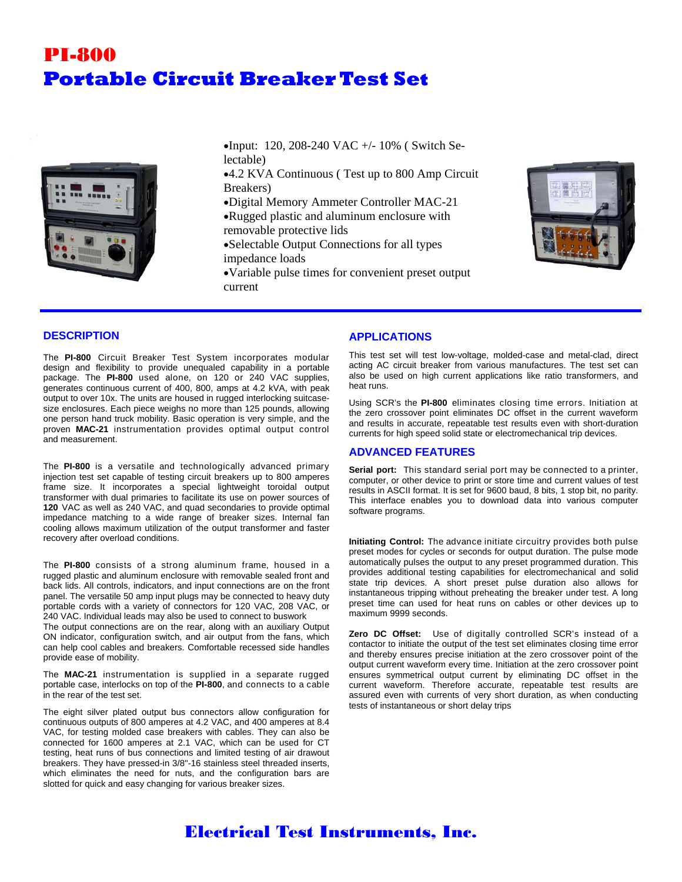# PI-800
# Portable Circuit Breaker Test Set

- Input: 120, 208-240 VAC +/- 10% ( Switch Selectable)
- 4.2 KVA Continuous ( Test up to 800 Amp Circuit Breakers)
- Digital Memory Ammeter Controller MAC-21
- Rugged plastic and aluminum enclosure with removable protective lids
- Selectable Output Connections for all types impedance loads
- Variable pulse times for convenient preset output current

## DESCRIPTION

The **PI-800** Circuit Breaker Test System incorporates modular design and flexibility to provide unequaled capability in a portable package. The **PI-800** used alone, on 120 or 240 VAC supplies, generates continuous current of 400, 800, amps at 4.2 kVA, with peak output to over 10x. The units are housed in rugged interlocking suitcase-size enclosures. Each piece weighs no more than 125 pounds, allowing one person hand truck mobility. Basic operation is very simple, and the proven **MAC-21** instrumentation provides optimal output control and measurement.

The **PI-800** is a versatile and technologically advanced primary injection test set capable of testing circuit breakers up to 800 amperes frame size. It incorporates a special lightweight toroidal output transformer with dual primaries to facilitate its use on power sources of **120** VAC as well as 240 VAC, and quad secondaries to provide optimal impedance matching to a wide range of breaker sizes. Internal fan cooling allows maximum utilization of the output transformer and faster recovery after overload conditions.

The **PI-800** consists of a strong aluminum frame, housed in a rugged plastic and aluminum enclosure with removable sealed front and back lids. All controls, indicators, and input connections are on the front panel. The versatile 50 amp input plugs may be connected to heavy duty portable cords with a variety of connectors for 120 VAC, 208 VAC, or 240 VAC. Individual leads may also be used to connect to buswork
The output connections are on the rear, along with an auxiliary Output ON indicator, configuration switch, and air output from the fans, which can help cool cables and breakers. Comfortable recessed side handles provide ease of mobility.

The **MAC-21** instrumentation is supplied in a separate rugged portable case, interlocks on top of the **PI-800**, and connects to a cable in the rear of the test set.

The eight silver plated output bus connectors allow configuration for continuous outputs of 800 amperes at 4.2 VAC, and 400 amperes at 8.4 VAC, for testing molded case breakers with cables. They can also be connected for 1600 amperes at 2.1 VAC, which can be used for CT testing, heat runs of bus connections and limited testing of air drawout breakers. They have pressed-in 3/8"-16 stainless steel threaded inserts, which eliminates the need for nuts, and the configuration bars are slotted for quick and easy changing for various breaker sizes.

## APPLICATIONS

This test set will test low-voltage, molded-case and metal-clad, direct acting AC circuit breaker from various manufactures. The test set can also be used on high current applications like ratio transformers, and heat runs.

Using SCR's the **PI-800** eliminates closing time errors. Initiation at the zero crossover point eliminates DC offset in the current waveform and results in accurate, repeatable test results even with short-duration currents for high speed solid state or electromechanical trip devices.

## ADVANCED FEATURES

**Serial port:** This standard serial port may be connected to a printer, computer, or other device to print or store time and current values of test results in ASCII format. It is set for 9600 baud, 8 bits, 1 stop bit, no parity. This interface enables you to download data into various computer software programs.

**Initiating Control:** The advance initiate circuitry provides both pulse preset modes for cycles or seconds for output duration. The pulse mode automatically pulses the output to any preset programmed duration. This provides additional testing capabilities for electromechanical and solid state trip devices. A short preset pulse duration also allows for instantaneous tripping without preheating the breaker under test. A long preset time can used for heat runs on cables or other devices up to maximum 9999 seconds.

**Zero DC Offset:** Use of digitally controlled SCR's instead of a contactor to initiate the output of the test set eliminates closing time error and thereby ensures precise initiation at the zero crossover point of the output current waveform every time. Initiation at the zero crossover point ensures symmetrical output current by eliminating DC offset in the current waveform. Therefore accurate, repeatable test results are assured even with currents of very short duration, as when conducting tests of instantaneous or short delay trips

**Electrical Test Instruments, Inc.**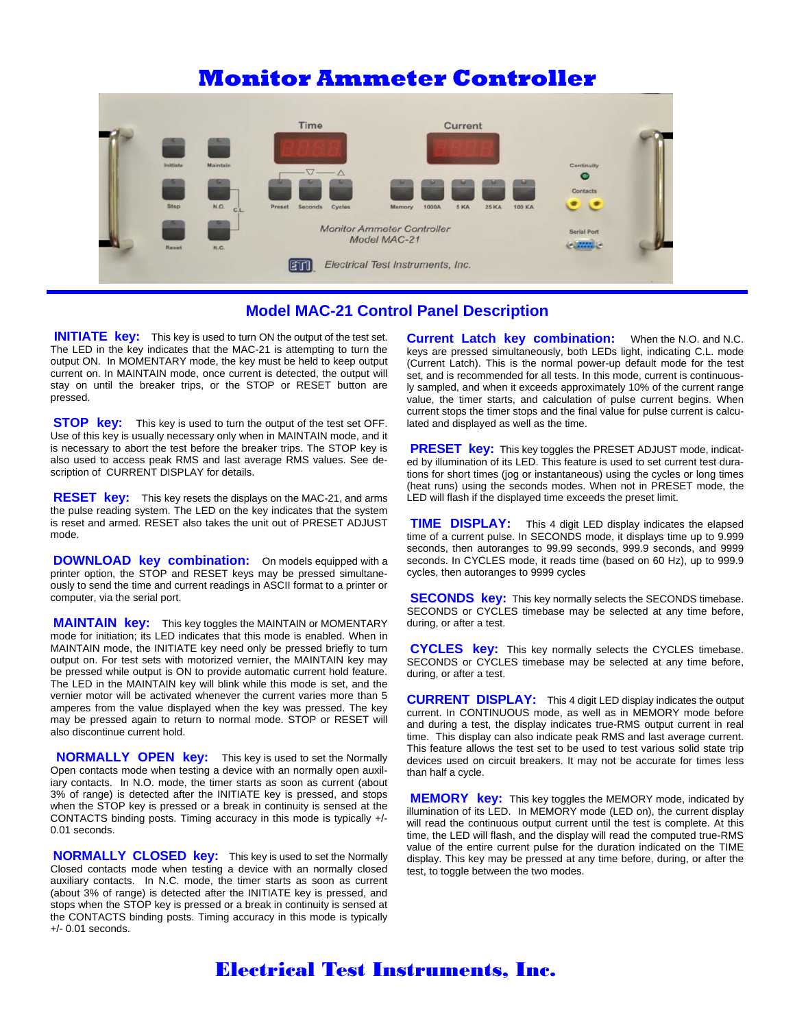# Monitor Ammeter Controller

## Model MAC-21 Control Panel Description

**INITIATE key:** This key is used to turn ON the output of the test set. The LED in the key indicates that the MAC-21 is attempting to turn the output ON. In MOMENTARY mode, the key must be held to keep output current on. In MAINTAIN mode, once current is detected, the output will stay on until the breaker trips, or the STOP or RESET button are pressed.

**STOP key:** This key is used to turn the output of the test set OFF. Use of this key is usually necessary only when in MAINTAIN mode, and it is necessary to abort the test before the breaker trips. The STOP key is also used to access peak RMS and last average RMS values. See description of CURRENT DISPLAY for details.

**RESET key:** This key resets the displays on the MAC-21, and arms the pulse reading system. The LED on the key indicates that the system is reset and armed. RESET also takes the unit out of PRESET ADJUST mode.

**DOWNLOAD key combination:** On models equipped with a printer option, the STOP and RESET keys may be pressed simultaneously to send the time and current readings in ASCII format to a printer or computer, via the serial port.

**MAINTAIN key:** This key toggles the MAINTAIN or MOMENTARY mode for initiation; its LED indicates that this mode is enabled. When in MAINTAIN mode, the INITIATE key need only be pressed briefly to turn output on. For test sets with motorized vernier, the MAINTAIN key may be pressed while output is ON to provide automatic current hold feature. The LED in the MAINTAIN key will blink while this mode is set, and the vernier motor will be activated whenever the current varies more than 5 amperes from the value displayed when the key was pressed. The key may be pressed again to return to normal mode. STOP or RESET will also discontinue current hold.

**NORMALLY OPEN key:** This key is used to set the Normally Open contacts mode when testing a device with an normally open auxiliary contacts. In N.O. mode, the timer starts as soon as current (about 3% of range) is detected after the INITIATE key is pressed, and stops when the STOP key is pressed or a break in continuity is sensed at the CONTACTS binding posts. Timing accuracy in this mode is typically +/- 0.01 seconds.

**NORMALLY CLOSED key:** This key is used to set the Normally Closed contacts mode when testing a device with an normally closed auxiliary contacts. In N.C. mode, the timer starts as soon as current (about 3% of range) is detected after the INITIATE key is pressed, and stops when the STOP key is pressed or a break in continuity is sensed at the CONTACTS binding posts. Timing accuracy in this mode is typically +/- 0.01 seconds.

**Current Latch key combination:** When the N.O. and N.C. keys are pressed simultaneously, both LEDs light, indicating C.L. mode (Current Latch). This is the normal power-up default mode for the test set, and is recommended for all tests. In this mode, current is continuously sampled, and when it exceeds approximately 10% of the current range value, the timer starts, and calculation of pulse current begins. When current stops the timer stops and the final value for pulse current is calculated and displayed as well as the time.

**PRESET key:** This key toggles the PRESET ADJUST mode, indicated by illumination of its LED. This feature is used to set current test durations for short times (jog or instantaneous) using the cycles or long times (heat runs) using the seconds modes. When not in PRESET mode, the LED will flash if the displayed time exceeds the preset limit.

**TIME DISPLAY:** This 4 digit LED display indicates the elapsed time of a current pulse. In SECONDS mode, it displays time up to 9.999 seconds, then autoranges to 99.99 seconds, 999.9 seconds, and 9999 seconds. In CYCLES mode, it reads time (based on 60 Hz), up to 999.9 cycles, then autoranges to 9999 cycles

**SECONDS key:** This key normally selects the SECONDS timebase. SECONDS or CYCLES timebase may be selected at any time before, during, or after a test.

**CYCLES key:** This key normally selects the CYCLES timebase. SECONDS or CYCLES timebase may be selected at any time before, during, or after a test.

**CURRENT DISPLAY:** This 4 digit LED display indicates the output current. In CONTINUOUS mode, as well as in MEMORY mode before and during a test, the display indicates true-RMS output current in real time. This display can also indicate peak RMS and last average current. This feature allows the test set to be used to test various solid state trip devices used on circuit breakers. It may not be accurate for times less than half a cycle.

**MEMORY key:** This key toggles the MEMORY mode, indicated by illumination of its LED. In MEMORY mode (LED on), the current display will read the continuous output current until the test is complete. At this time, the LED will flash, and the display will read the computed true-RMS value of the entire current pulse for the duration indicated on the TIME display. This key may be pressed at any time before, during, or after the test, to toggle between the two modes.

**Electrical Test Instruments, Inc.**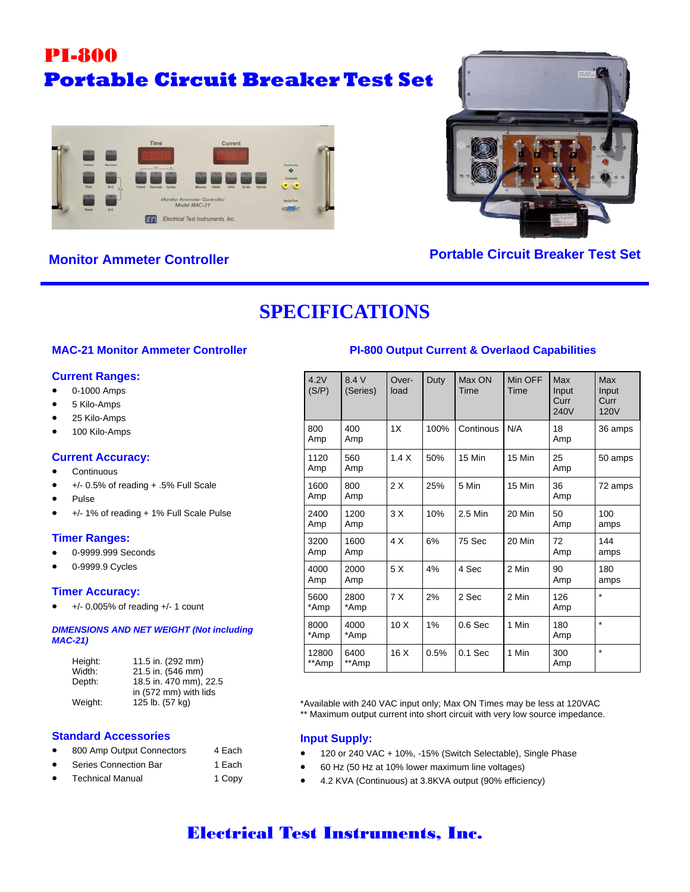# PI-800
# Portable Circuit Breaker Test Set

Monitor Ammeter Controller

Portable Circuit Breaker Test Set

## SPECIFICATIONS

### MAC-21 Monitor Ammeter Controller

#### Current Ranges:

- 0-1000 Amps
- 5 Kilo-Amps
- 25 Kilo-Amps
- 100 Kilo-Amps

#### Current Accuracy:

- Continuous
- +/- 0.5% of reading + .5% Full Scale
- Pulse
- +/- 1% of reading + 1% Full Scale Pulse

#### Timer Ranges:

- 0-9999.999 Seconds
- 0-9999.9 Cycles

#### Timer Accuracy:

- +/- 0.005% of reading +/- 1 count

***DIMENSIONS AND NET WEIGHT (Not including MAC-21)***

| | |
|---|---|
| Height: | 11.5 in. (292 mm) |
| Width: | 21.5 in. (546 mm) |
| Depth: | 18.5 in. 470 mm), 22.5 in (572 mm) with lids |
| Weight: | 125 lb. (57 kg) |

#### Standard Accessories

| | |
|---|---|
| • 800 Amp Output Connectors | 4 Each |
| • Series Connection Bar | 1 Each |
| • Technical Manual | 1 Copy |

### PI-800 Output Current & Overlaod Capabilities

| 4.2V (S/P) | 8.4 V (Series) | Over-load | Duty | Max ON Time | Min OFF Time | Max Input Curr 240V | Max Input Curr 120V |
|---|---|---|---|---|---|---|---|
| 800 Amp | 400 Amp | 1X | 100% | Continous | N/A | 18 Amp | 36 amps |
| 1120 Amp | 560 Amp | 1.4 X | 50% | 15 Min | 15 Min | 25 Amp | 50 amps |
| 1600 Amp | 800 Amp | 2 X | 25% | 5 Min | 15 Min | 36 Amp | 72 amps |
| 2400 Amp | 1200 Amp | 3 X | 10% | 2.5 Min | 20 Min | 50 Amp | 100 amps |
| 3200 Amp | 1600 Amp | 4 X | 6% | 75 Sec | 20 Min | 72 Amp | 144 amps |
| 4000 Amp | 2000 Amp | 5 X | 4% | 4 Sec | 2 Min | 90 Amp | 180 amps |
| 5600 *Amp | 2800 *Amp | 7 X | 2% | 2 Sec | 2 Min | 126 Amp | * |
| 8000 *Amp | 4000 *Amp | 10 X | 1% | 0.6 Sec | 1 Min | 180 Amp | * |
| 12800 **Amp | 6400 **Amp | 16 X | 0.5% | 0.1 Sec | 1 Min | 300 Amp | * |

*Available with 240 VAC input only; Max ON Times may be less at 120VAC
** Maximum output current into short circuit with very low source impedance.

#### Input Supply:

- 120 or 240 VAC + 10%, -15% (Switch Selectable), Single Phase
- 60 Hz (50 Hz at 10% lower maximum line voltages)
- 4.2 KVA (Continuous) at 3.8KVA output (90% efficiency)

**Electrical Test Instruments, Inc.**